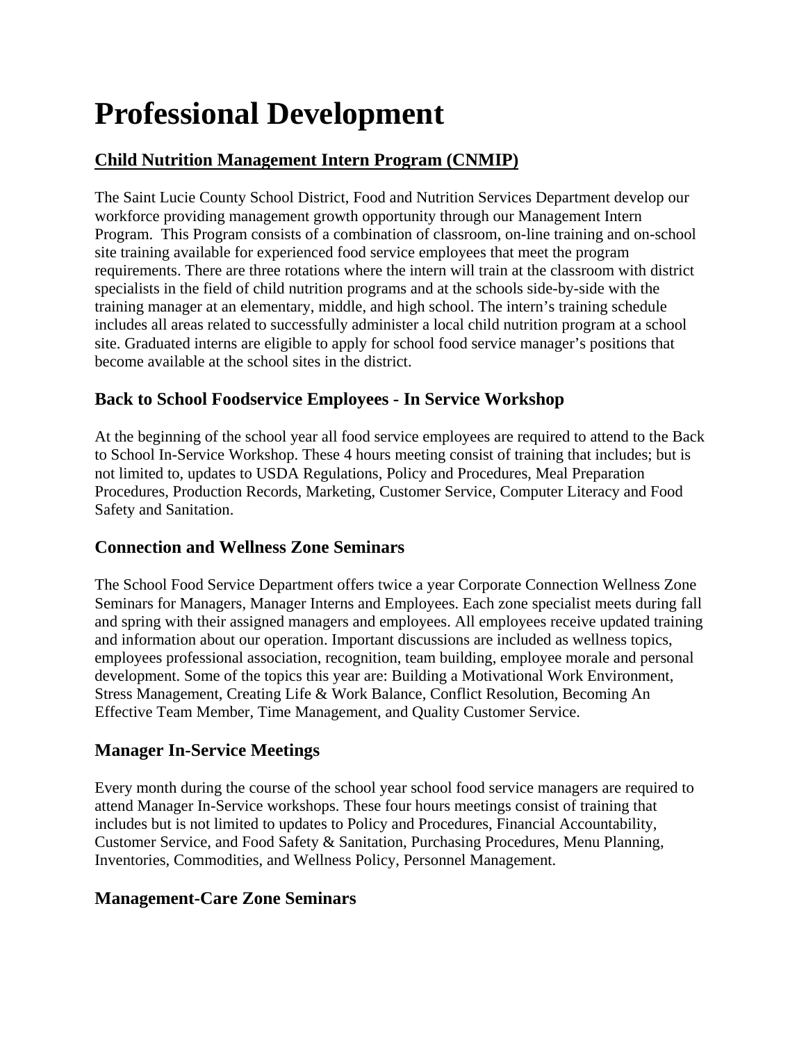# Professional Development

## Child Nutrition Management Intern Program (CNMIP)

The Saint Lucie County School District, Food and Nutrition Services Department develop our workforce providing management growth opportunity through our Management Intern Program. This Program consists of a combination of classroom, on-line training and on-school site training available for experienced food service employees that meet the program requirements. There are three rotations where the intern will train at the classroom with district specialists in the field of child nutrition programs and at the schools side-by-side with the training manager at an elementary, middle, and high school. The intern's training schedule includes all areas related to successfully administer a local child nutrition program at a school site. Graduated interns are eligible to apply for school food service manager's positions that become available at the school sites in the district.

### Back to School Foodservice Employees - In Service Workshop

At the beginning of the school year all food service employees are required to attend to the Back to School In-Service Workshop. These 4 hours meeting consist of training that includes; but is not limited to, updates to USDA Regulations, Policy and Procedures, Meal Preparation Procedures, Production Records, Marketing, Customer Service, Computer Literacy and Food Safety and Sanitation.

### Connection and Wellness Zone Seminars

The School Food Service Department offers twice a year Corporate Connection Wellness Zone Seminars for Managers, Manager Interns and Employees. Each zone specialist meets during fall and spring with their assigned managers and employees. All employees receive updated training and information about our operation. Important discussions are included as wellness topics, employees professional association, recognition, team building, employee morale and personal development. Some of the topics this year are: Building a Motivational Work Environment, Stress Management, Creating Life & Work Balance, Conflict Resolution, Becoming An Effective Team Member, Time Management, and Quality Customer Service.

### Manager In-Service Meetings

Every month during the course of the school year school food service managers are required to attend Manager In-Service workshops. These four hours meetings consist of training that includes but is not limited to updates to Policy and Procedures, Financial Accountability, Customer Service, and Food Safety & Sanitation, Purchasing Procedures, Menu Planning, Inventories, Commodities, and Wellness Policy, Personnel Management.

### Management-Care Zone Seminars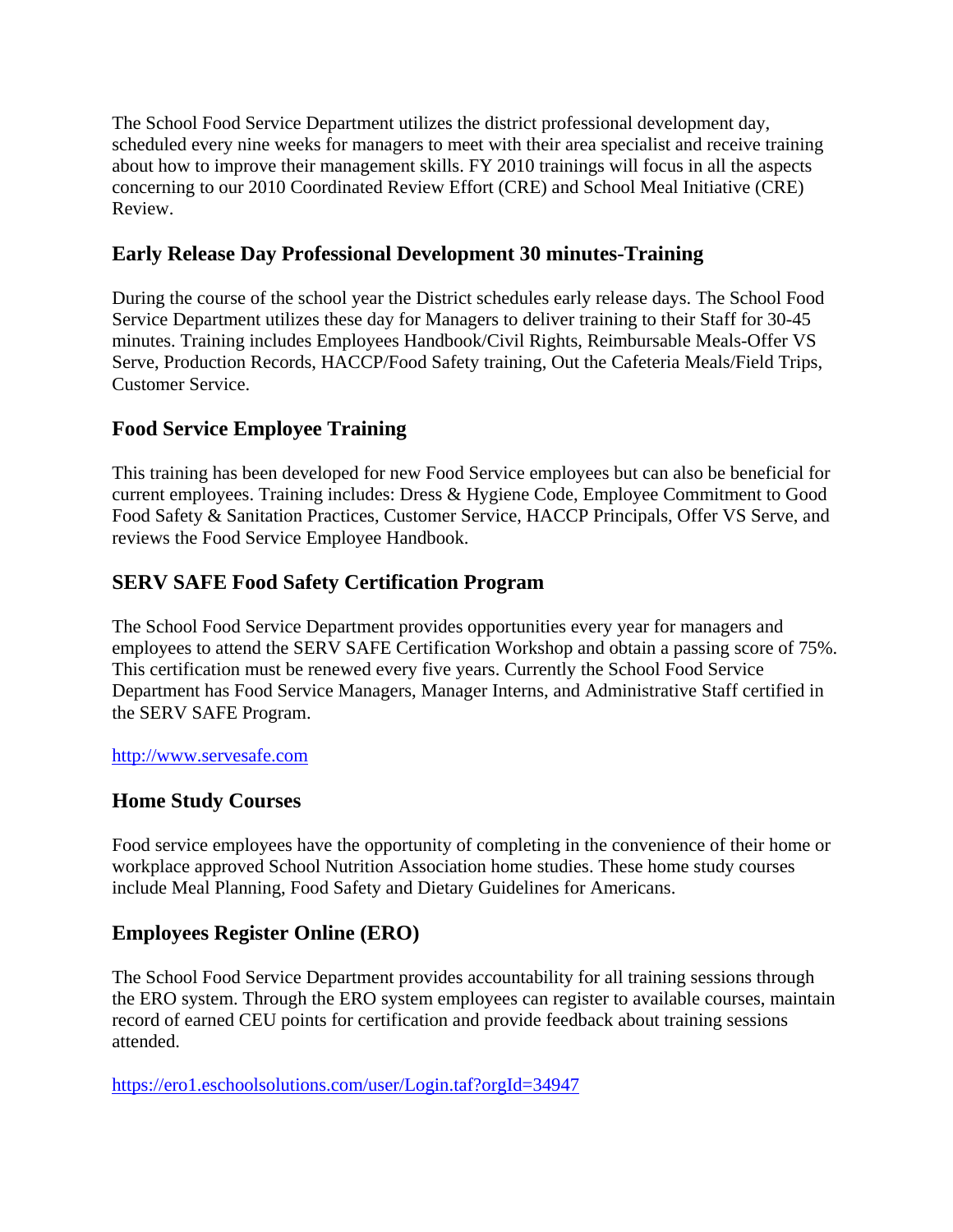The School Food Service Department utilizes the district professional development day, scheduled every nine weeks for managers to meet with their area specialist and receive training about how to improve their management skills. FY 2010 trainings will focus in all the aspects concerning to our 2010 Coordinated Review Effort (CRE) and School Meal Initiative (CRE) Review.

## Early Release Day Professional Development 30 minutes-Training

During the course of the school year the District schedules early release days. The School Food Service Department utilizes these day for Managers to deliver training to their Staff for 30-45 minutes. Training includes Employees Handbook/Civil Rights, Reimbursable Meals-Offer VS Serve, Production Records, HACCP/Food Safety training, Out the Cafeteria Meals/Field Trips, Customer Service.

## Food Service Employee Training

This training has been developed for new Food Service employees but can also be beneficial for current employees. Training includes: Dress & Hygiene Code, Employee Commitment to Good Food Safety & Sanitation Practices, Customer Service, HACCP Principals, Offer VS Serve, and reviews the Food Service Employee Handbook.

## SERV SAFE Food Safety Certification Program

The School Food Service Department provides opportunities every year for managers and employees to attend the SERV SAFE Certification Workshop and obtain a passing score of 75%. This certification must be renewed every five years. Currently the School Food Service Department has Food Service Managers, Manager Interns, and Administrative Staff certified in the SERV SAFE Program.

[http://www.servesafe.com](http://www.servesafe.com)

## Home Study Courses

Food service employees have the opportunity of completing in the convenience of their home or workplace approved School Nutrition Association home studies. These home study courses include Meal Planning, Food Safety and Dietary Guidelines for Americans.

## Employees Register Online (ERO)

The School Food Service Department provides accountability for all training sessions through the ERO system. Through the ERO system employees can register to available courses, maintain record of earned CEU points for certification and provide feedback about training sessions attended.

[https://ero1.eschoolsolutions.com/user/Login.taf?orgId=34947](https://ero1.eschoolsolutions.com/user/Login.taf?orgId=34947)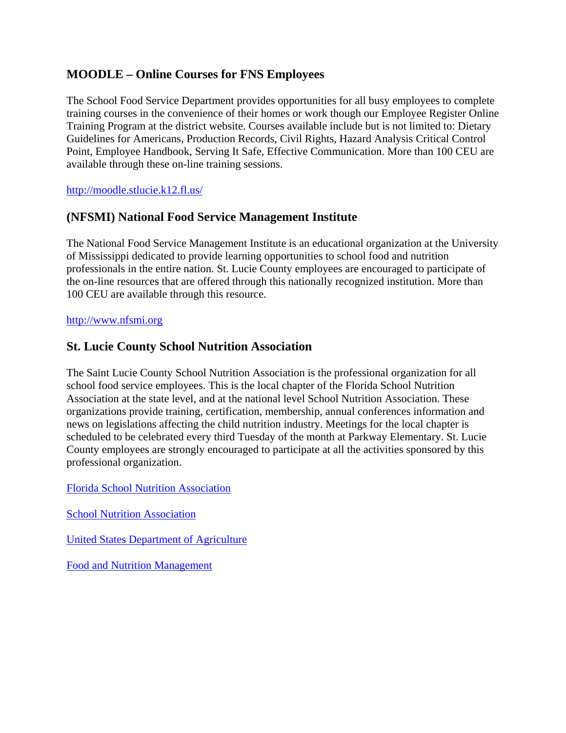## MOODLE – Online Courses for FNS Employees

The School Food Service Department provides opportunities for all busy employees to complete training courses in the convenience of their homes or work though our Employee Register Online Training Program at the district website. Courses available include but is not limited to: Dietary Guidelines for Americans, Production Records, Civil Rights, Hazard Analysis Critical Control Point, Employee Handbook, Serving It Safe, Effective Communication. More than 100 CEU are available through these on-line training sessions.

http://moodle.stlucie.k12.fl.us/

## (NFSMI) National Food Service Management Institute

The National Food Service Management Institute is an educational organization at the University of Mississippi dedicated to provide learning opportunities to school food and nutrition professionals in the entire nation. St. Lucie County employees are encouraged to participate of the on-line resources that are offered through this nationally recognized institution. More than 100 CEU are available through this resource.

http://www.nfsmi.org

## St. Lucie County School Nutrition Association

The Saint Lucie County School Nutrition Association is the professional organization for all school food service employees. This is the local chapter of the Florida School Nutrition Association at the state level, and at the national level School Nutrition Association. These organizations provide training, certification, membership, annual conferences information and news on legislations affecting the child nutrition industry. Meetings for the local chapter is scheduled to be celebrated every third Tuesday of the month at Parkway Elementary. St. Lucie County employees are strongly encouraged to participate at all the activities sponsored by this professional organization.

Florida School Nutrition Association

School Nutrition Association

United States Department of Agriculture

Food and Nutrition Management